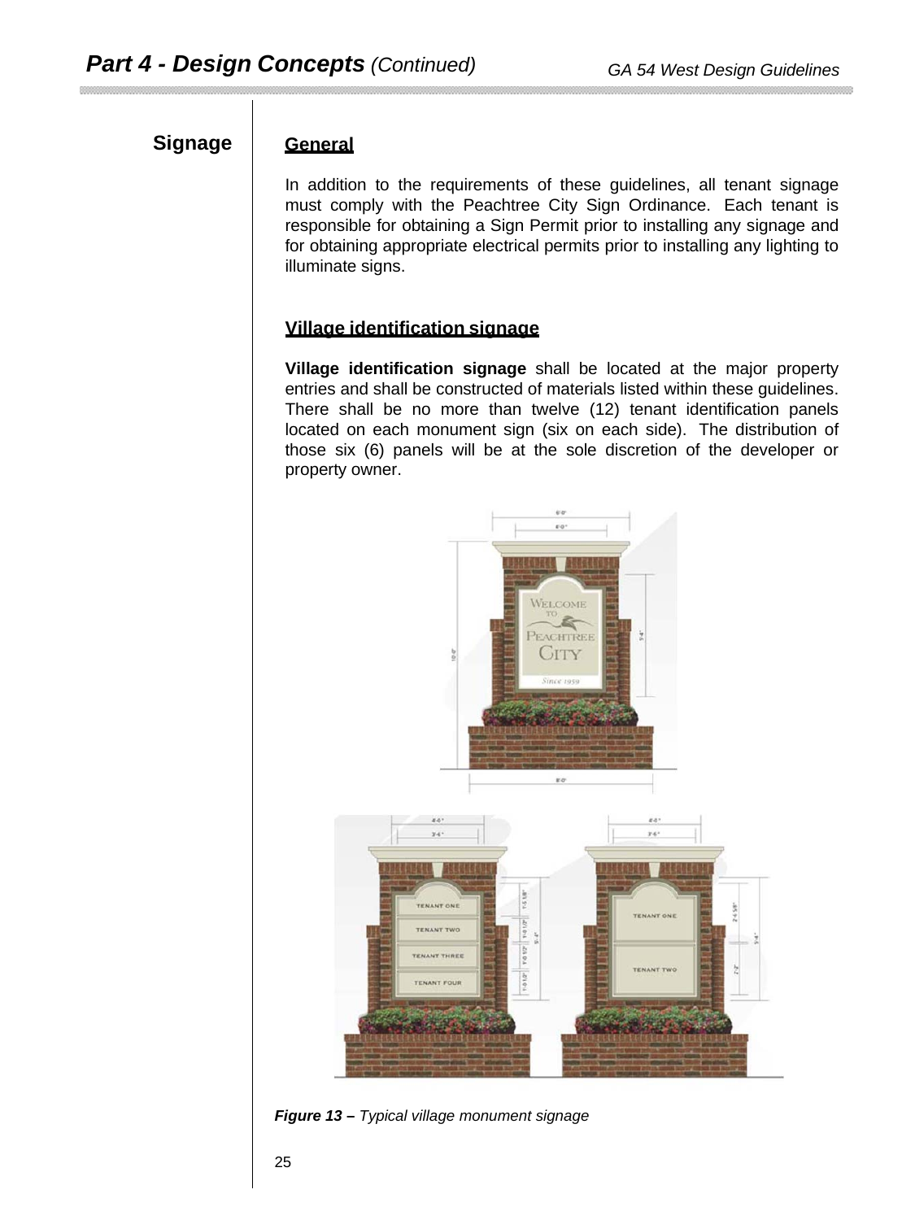# Part 4 - Design Concepts *(Continued)*

## Signage

### General

In addition to the requirements of these guidelines, all tenant signage must comply with the Peachtree City Sign Ordinance. Each tenant is responsible for obtaining a Sign Permit prior to installing any signage and for obtaining appropriate electrical permits prior to installing any lighting to illuminate signs.

### Village identification signage

**Village identification signage** shall be located at the major property entries and shall be constructed of materials listed within these guidelines. There shall be no more than twelve (12) tenant identification panels located on each monument sign (six on each side). The distribution of those six (6) panels will be at the sole discretion of the developer or property owner.

***Figure 13 –*** *Typical village monument signage*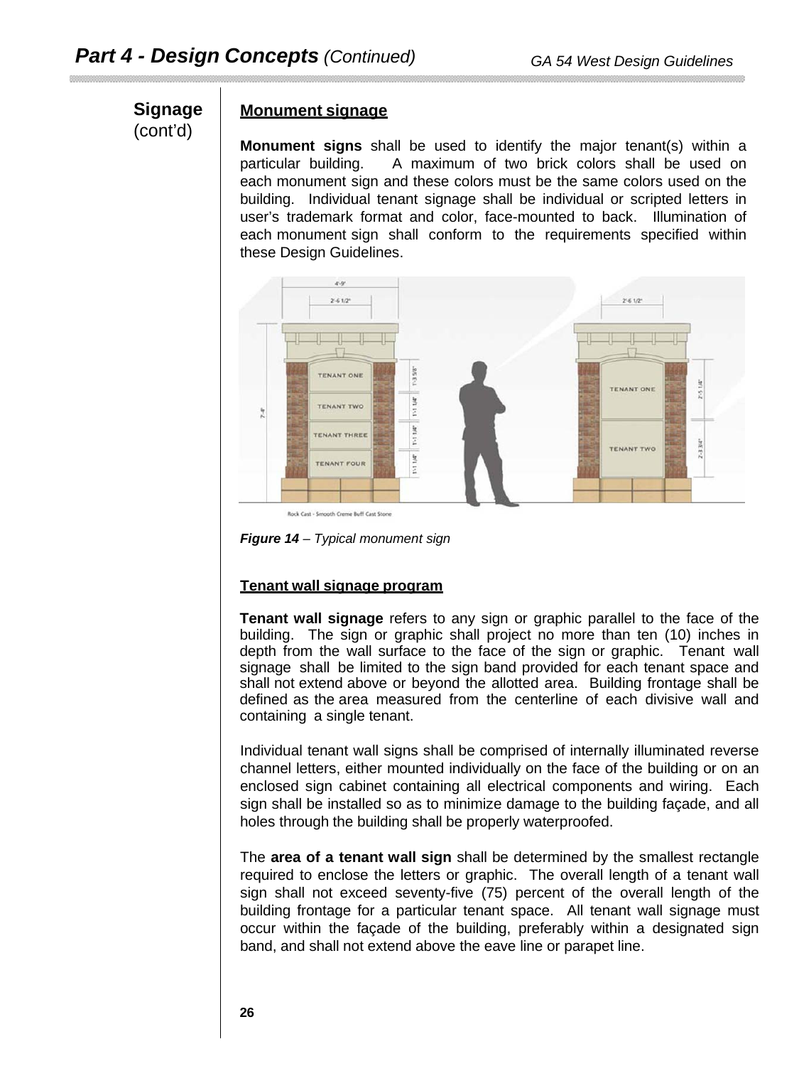## Signage (cont'd)

### Monument signage

**Monument signs** shall be used to identify the major tenant(s) within a particular building. A maximum of two brick colors shall be used on each monument sign and these colors must be the same colors used on the building. Individual tenant signage shall be individual or scripted letters in user's trademark format and color, face-mounted to back. Illumination of each monument sign shall conform to the requirements specified within these Design Guidelines.

***Figure 14*** *– Typical monument sign*

### Tenant wall signage program

**Tenant wall signage** refers to any sign or graphic parallel to the face of the building. The sign or graphic shall project no more than ten (10) inches in depth from the wall surface to the face of the sign or graphic. Tenant wall signage shall be limited to the sign band provided for each tenant space and shall not extend above or beyond the allotted area. Building frontage shall be defined as the area measured from the centerline of each divisive wall and containing a single tenant.

Individual tenant wall signs shall be comprised of internally illuminated reverse channel letters, either mounted individually on the face of the building or on an enclosed sign cabinet containing all electrical components and wiring. Each sign shall be installed so as to minimize damage to the building façade, and all holes through the building shall be properly waterproofed.

The **area of a tenant wall sign** shall be determined by the smallest rectangle required to enclose the letters or graphic. The overall length of a tenant wall sign shall not exceed seventy-five (75) percent of the overall length of the building frontage for a particular tenant space. All tenant wall signage must occur within the façade of the building, preferably within a designated sign band, and shall not extend above the eave line or parapet line.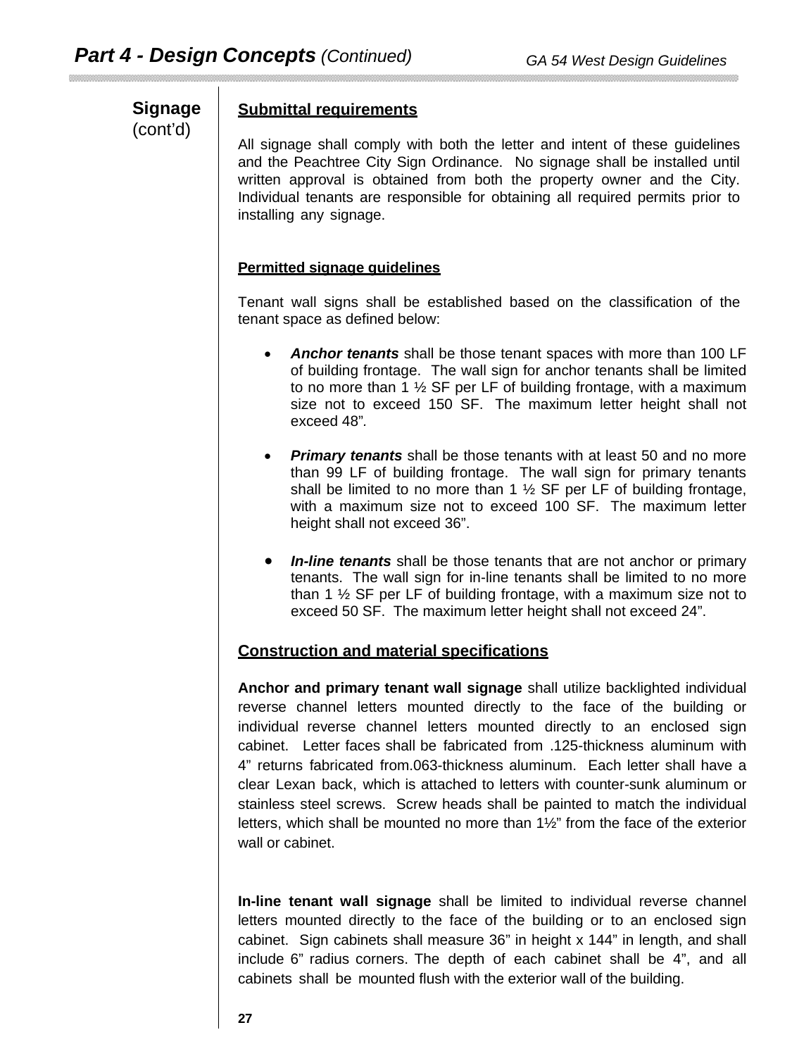**Signage** (cont'd)

**Submittal requirements**

All signage shall comply with both the letter and intent of these guidelines and the Peachtree City Sign Ordinance. No signage shall be installed until written approval is obtained from both the property owner and the City. Individual tenants are responsible for obtaining all required permits prior to installing any signage.

**Permitted signage guidelines**

Tenant wall signs shall be established based on the classification of the tenant space as defined below:

- ***Anchor tenants*** shall be those tenant spaces with more than 100 LF of building frontage. The wall sign for anchor tenants shall be limited to no more than 1 ½ SF per LF of building frontage, with a maximum size not to exceed 150 SF. The maximum letter height shall not exceed 48".

- ***Primary tenants*** shall be those tenants with at least 50 and no more than 99 LF of building frontage. The wall sign for primary tenants shall be limited to no more than 1 ½ SF per LF of building frontage, with a maximum size not to exceed 100 SF. The maximum letter height shall not exceed 36".

- ***In-line tenants*** shall be those tenants that are not anchor or primary tenants. The wall sign for in-line tenants shall be limited to no more than 1 ½ SF per LF of building frontage, with a maximum size not to exceed 50 SF. The maximum letter height shall not exceed 24".

**Construction and material specifications**

**Anchor and primary tenant wall signage** shall utilize backlighted individual reverse channel letters mounted directly to the face of the building or individual reverse channel letters mounted directly to an enclosed sign cabinet. Letter faces shall be fabricated from .125-thickness aluminum with 4" returns fabricated from.063-thickness aluminum. Each letter shall have a clear Lexan back, which is attached to letters with counter-sunk aluminum or stainless steel screws. Screw heads shall be painted to match the individual letters, which shall be mounted no more than 1½" from the face of the exterior wall or cabinet.

**In-line tenant wall signage** shall be limited to individual reverse channel letters mounted directly to the face of the building or to an enclosed sign cabinet. Sign cabinets shall measure 36" in height x 144" in length, and shall include 6" radius corners. The depth of each cabinet shall be 4", and all cabinets shall be mounted flush with the exterior wall of the building.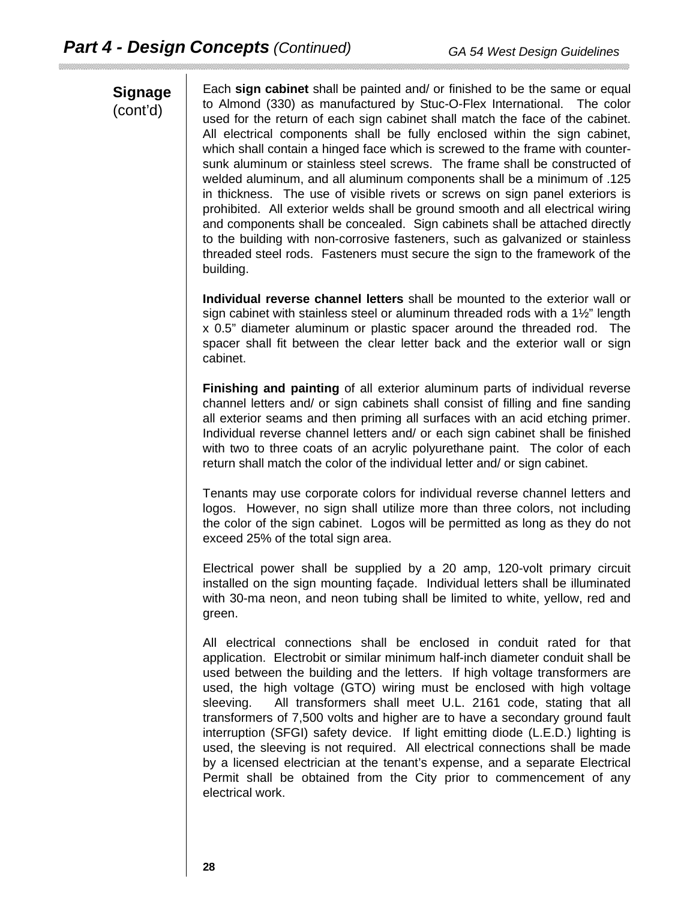## Signage (cont'd)

Each **sign cabinet** shall be painted and/ or finished to be the same or equal to Almond (330) as manufactured by Stuc-O-Flex International. The color used for the return of each sign cabinet shall match the face of the cabinet. All electrical components shall be fully enclosed within the sign cabinet, which shall contain a hinged face which is screwed to the frame with counter-sunk aluminum or stainless steel screws. The frame shall be constructed of welded aluminum, and all aluminum components shall be a minimum of .125 in thickness. The use of visible rivets or screws on sign panel exteriors is prohibited. All exterior welds shall be ground smooth and all electrical wiring and components shall be concealed. Sign cabinets shall be attached directly to the building with non-corrosive fasteners, such as galvanized or stainless threaded steel rods. Fasteners must secure the sign to the framework of the building.

**Individual reverse channel letters** shall be mounted to the exterior wall or sign cabinet with stainless steel or aluminum threaded rods with a 1½" length x 0.5" diameter aluminum or plastic spacer around the threaded rod. The spacer shall fit between the clear letter back and the exterior wall or sign cabinet.

**Finishing and painting** of all exterior aluminum parts of individual reverse channel letters and/ or sign cabinets shall consist of filling and fine sanding all exterior seams and then priming all surfaces with an acid etching primer. Individual reverse channel letters and/ or each sign cabinet shall be finished with two to three coats of an acrylic polyurethane paint. The color of each return shall match the color of the individual letter and/ or sign cabinet.

Tenants may use corporate colors for individual reverse channel letters and logos. However, no sign shall utilize more than three colors, not including the color of the sign cabinet. Logos will be permitted as long as they do not exceed 25% of the total sign area.

Electrical power shall be supplied by a 20 amp, 120-volt primary circuit installed on the sign mounting façade. Individual letters shall be illuminated with 30-ma neon, and neon tubing shall be limited to white, yellow, red and green.

All electrical connections shall be enclosed in conduit rated for that application. Electrobit or similar minimum half-inch diameter conduit shall be used between the building and the letters. If high voltage transformers are used, the high voltage (GTO) wiring must be enclosed with high voltage sleeving. All transformers shall meet U.L. 2161 code, stating that all transformers of 7,500 volts and higher are to have a secondary ground fault interruption (SFGI) safety device. If light emitting diode (L.E.D.) lighting is used, the sleeving is not required. All electrical connections shall be made by a licensed electrician at the tenant's expense, and a separate Electrical Permit shall be obtained from the City prior to commencement of any electrical work.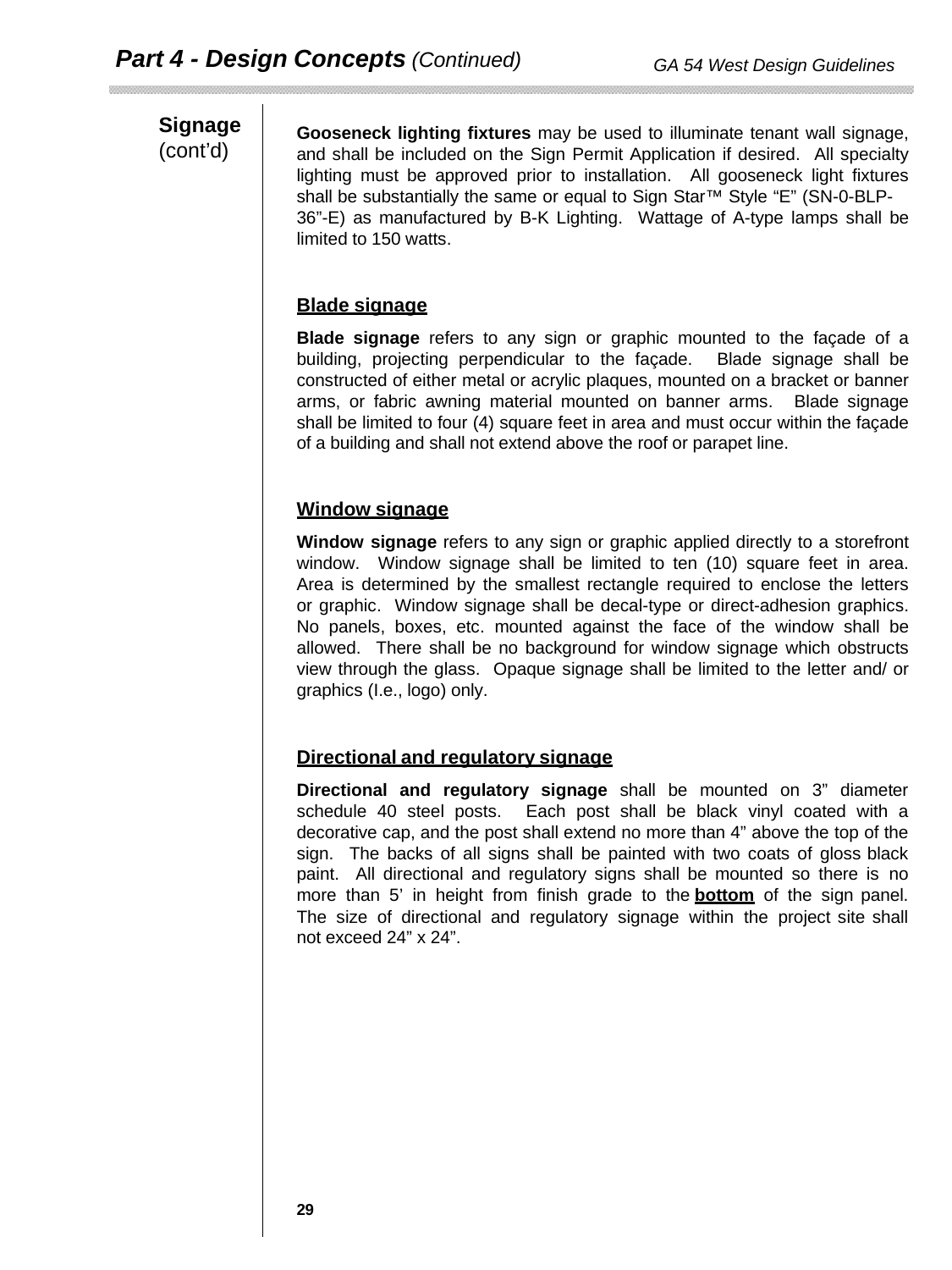**Signage** (cont'd)

**Gooseneck lighting fixtures** may be used to illuminate tenant wall signage, and shall be included on the Sign Permit Application if desired. All specialty lighting must be approved prior to installation. All gooseneck light fixtures shall be substantially the same or equal to Sign Star™ Style "E" (SN-0-BLP-36"-E) as manufactured by B-K Lighting. Wattage of A-type lamps shall be limited to 150 watts.

## Blade signage

**Blade signage** refers to any sign or graphic mounted to the façade of a building, projecting perpendicular to the façade. Blade signage shall be constructed of either metal or acrylic plaques, mounted on a bracket or banner arms, or fabric awning material mounted on banner arms. Blade signage shall be limited to four (4) square feet in area and must occur within the façade of a building and shall not extend above the roof or parapet line.

## Window signage

**Window signage** refers to any sign or graphic applied directly to a storefront window. Window signage shall be limited to ten (10) square feet in area. Area is determined by the smallest rectangle required to enclose the letters or graphic. Window signage shall be decal-type or direct-adhesion graphics. No panels, boxes, etc. mounted against the face of the window shall be allowed. There shall be no background for window signage which obstructs view through the glass. Opaque signage shall be limited to the letter and/ or graphics (I.e., logo) only.

## Directional and regulatory signage

**Directional and regulatory signage** shall be mounted on 3" diameter schedule 40 steel posts. Each post shall be black vinyl coated with a decorative cap, and the post shall extend no more than 4" above the top of the sign. The backs of all signs shall be painted with two coats of gloss black paint. All directional and regulatory signs shall be mounted so there is no more than 5' in height from finish grade to the **bottom** of the sign panel. The size of directional and regulatory signage within the project site shall not exceed 24" x 24".